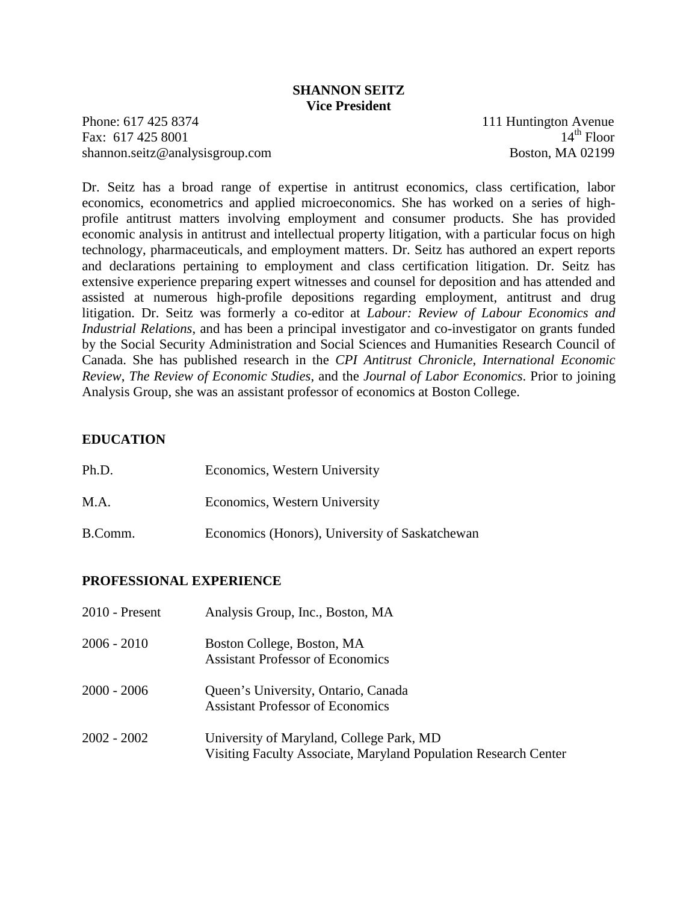# SHANNON SEITZ
**Vice President**

Phone: 617 425 8374
Fax: 617 425 8001
shannon.seitz@analysisgroup.com

111 Huntington Avenue
14th Floor
Boston, MA 02199

Dr. Seitz has a broad range of expertise in antitrust economics, class certification, labor economics, econometrics and applied microeconomics. She has worked on a series of high-profile antitrust matters involving employment and consumer products. She has provided economic analysis in antitrust and intellectual property litigation, with a particular focus on high technology, pharmaceuticals, and employment matters. Dr. Seitz has authored an expert reports and declarations pertaining to employment and class certification litigation. Dr. Seitz has extensive experience preparing expert witnesses and counsel for deposition and has attended and assisted at numerous high-profile depositions regarding employment, antitrust and drug litigation. Dr. Seitz was formerly a co-editor at *Labour: Review of Labour Economics and Industrial Relations*, and has been a principal investigator and co-investigator on grants funded by the Social Security Administration and Social Sciences and Humanities Research Council of Canada. She has published research in the *CPI Antitrust Chronicle*, *International Economic Review*, *The Review of Economic Studies*, and the *Journal of Labor Economics*. Prior to joining Analysis Group, she was an assistant professor of economics at Boston College.

## EDUCATION

| | |
|---|---|
| Ph.D. | Economics, Western University |
| M.A. | Economics, Western University |
| B.Comm. | Economics (Honors), University of Saskatchewan |

## PROFESSIONAL EXPERIENCE

| | |
|---|---|
| 2010 - Present | Analysis Group, Inc., Boston, MA |
| 2006 - 2010 | Boston College, Boston, MA<br>Assistant Professor of Economics |
| 2000 - 2006 | Queen's University, Ontario, Canada<br>Assistant Professor of Economics |
| 2002 - 2002 | University of Maryland, College Park, MD<br>Visiting Faculty Associate, Maryland Population Research Center |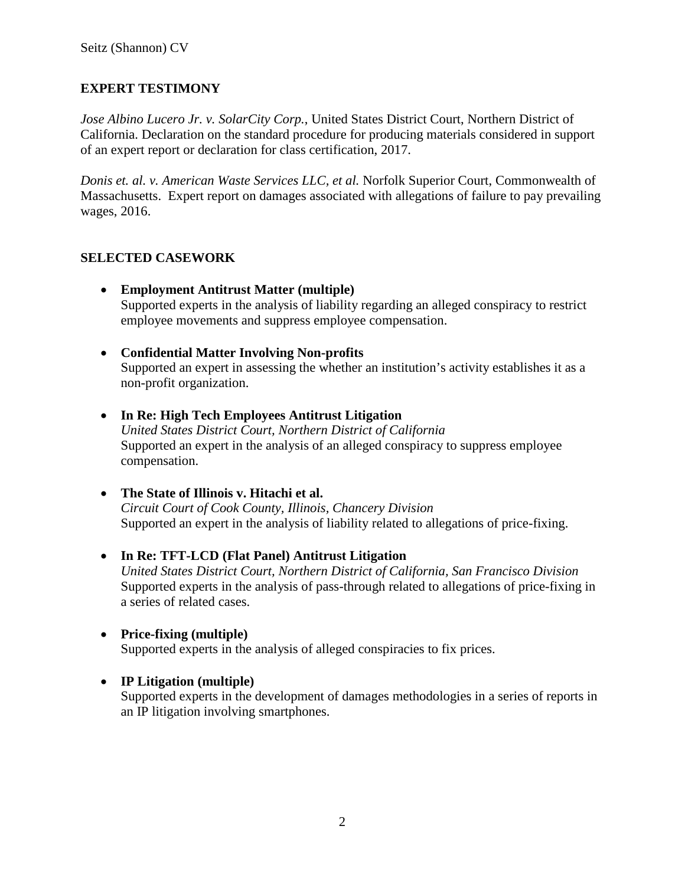## EXPERT TESTIMONY

*Jose Albino Lucero Jr. v. SolarCity Corp.*, United States District Court, Northern District of California. Declaration on the standard procedure for producing materials considered in support of an expert report or declaration for class certification, 2017.

*Donis et. al. v. American Waste Services LLC, et al.* Norfolk Superior Court, Commonwealth of Massachusetts. Expert report on damages associated with allegations of failure to pay prevailing wages, 2016.

## SELECTED CASEWORK

- **Employment Antitrust Matter (multiple)**
  Supported experts in the analysis of liability regarding an alleged conspiracy to restrict employee movements and suppress employee compensation.

- **Confidential Matter Involving Non-profits**
  Supported an expert in assessing the whether an institution's activity establishes it as a non-profit organization.

- **In Re: High Tech Employees Antitrust Litigation**
  *United States District Court, Northern District of California*
  Supported an expert in the analysis of an alleged conspiracy to suppress employee compensation.

- **The State of Illinois v. Hitachi et al.**
  *Circuit Court of Cook County, Illinois, Chancery Division*
  Supported an expert in the analysis of liability related to allegations of price-fixing.

- **In Re: TFT-LCD (Flat Panel) Antitrust Litigation**
  *United States District Court, Northern District of California, San Francisco Division*
  Supported experts in the analysis of pass-through related to allegations of price-fixing in a series of related cases.

- **Price-fixing (multiple)**
  Supported experts in the analysis of alleged conspiracies to fix prices.

- **IP Litigation (multiple)**
  Supported experts in the development of damages methodologies in a series of reports in an IP litigation involving smartphones.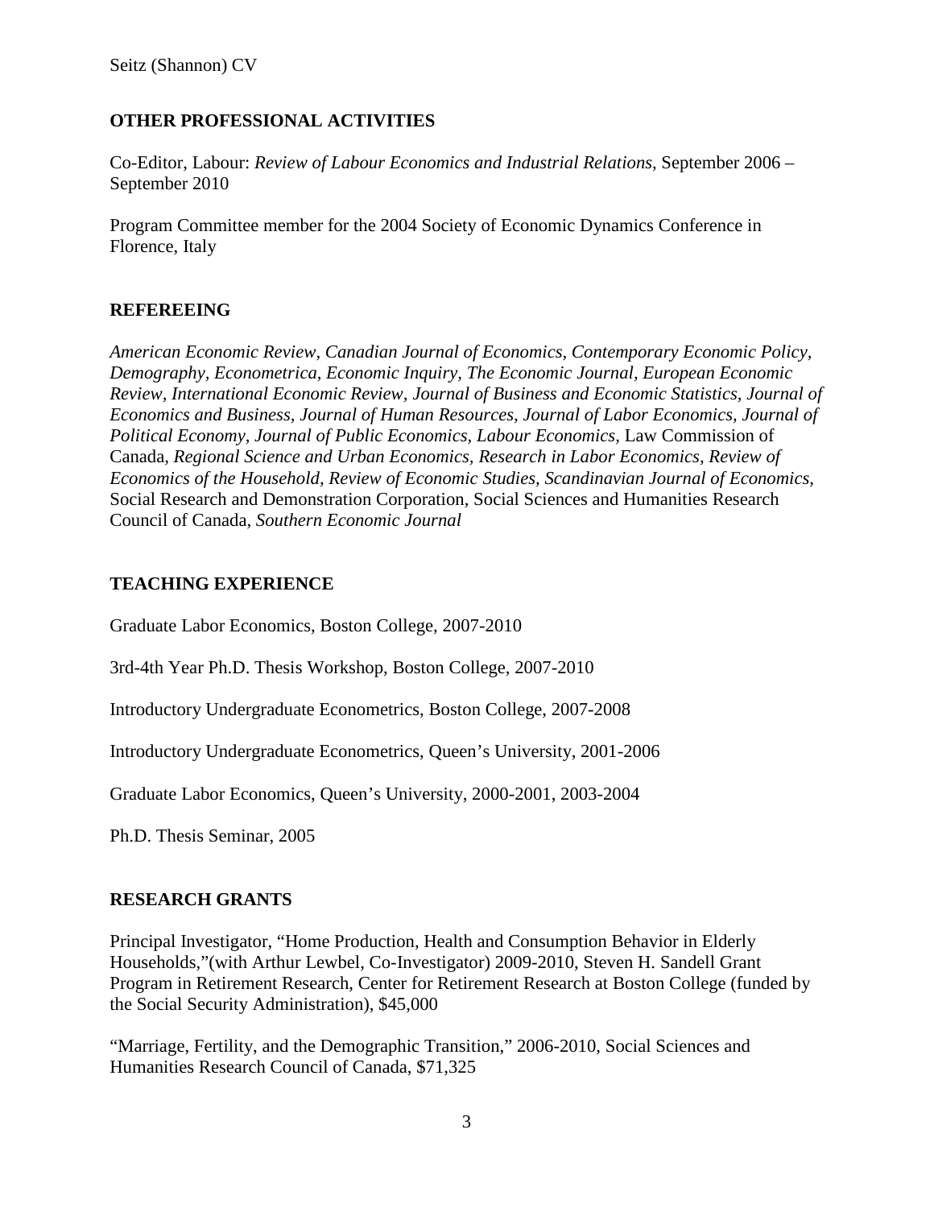## OTHER PROFESSIONAL ACTIVITIES

Co-Editor, Labour: *Review of Labour Economics and Industrial Relations*, September 2006 – September 2010

Program Committee member for the 2004 Society of Economic Dynamics Conference in Florence, Italy

## REFEREEING

*American Economic Review, Canadian Journal of Economics, Contemporary Economic Policy, Demography, Econometrica, Economic Inquiry, The Economic Journal, European Economic Review, International Economic Review, Journal of Business and Economic Statistics, Journal of Economics and Business, Journal of Human Resources, Journal of Labor Economics, Journal of Political Economy, Journal of Public Economics, Labour Economics,* Law Commission of Canada, *Regional Science and Urban Economics, Research in Labor Economics, Review of Economics of the Household, Review of Economic Studies, Scandinavian Journal of Economics,* Social Research and Demonstration Corporation, Social Sciences and Humanities Research Council of Canada, *Southern Economic Journal*

## TEACHING EXPERIENCE

Graduate Labor Economics, Boston College, 2007-2010

3rd-4th Year Ph.D. Thesis Workshop, Boston College, 2007-2010

Introductory Undergraduate Econometrics, Boston College, 2007-2008

Introductory Undergraduate Econometrics, Queen's University, 2001-2006

Graduate Labor Economics, Queen's University, 2000-2001, 2003-2004

Ph.D. Thesis Seminar, 2005

## RESEARCH GRANTS

Principal Investigator, "Home Production, Health and Consumption Behavior in Elderly Households,"(with Arthur Lewbel, Co-Investigator) 2009-2010, Steven H. Sandell Grant Program in Retirement Research, Center for Retirement Research at Boston College (funded by the Social Security Administration), $45,000

"Marriage, Fertility, and the Demographic Transition," 2006-2010, Social Sciences and Humanities Research Council of Canada, $71,325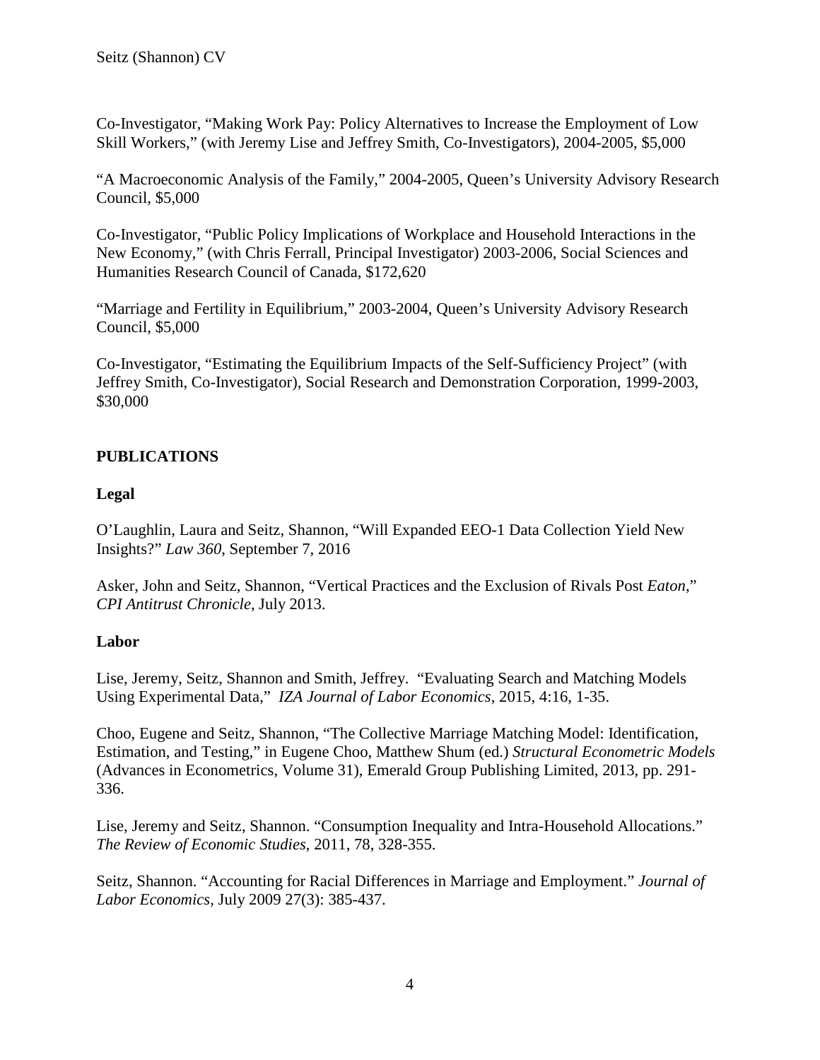Co-Investigator, “Making Work Pay: Policy Alternatives to Increase the Employment of Low Skill Workers,” (with Jeremy Lise and Jeffrey Smith, Co-Investigators), 2004-2005, $5,000

“A Macroeconomic Analysis of the Family,” 2004-2005, Queen’s University Advisory Research Council, $5,000

Co-Investigator, “Public Policy Implications of Workplace and Household Interactions in the New Economy,” (with Chris Ferrall, Principal Investigator) 2003-2006, Social Sciences and Humanities Research Council of Canada, $172,620

“Marriage and Fertility in Equilibrium,” 2003-2004, Queen’s University Advisory Research Council, $5,000

Co-Investigator, “Estimating the Equilibrium Impacts of the Self-Sufficiency Project” (with Jeffrey Smith, Co-Investigator), Social Research and Demonstration Corporation, 1999-2003, $30,000

## PUBLICATIONS

### Legal

O’Laughlin, Laura and Seitz, Shannon, “Will Expanded EEO-1 Data Collection Yield New Insights?” *Law 360*, September 7, 2016

Asker, John and Seitz, Shannon, “Vertical Practices and the Exclusion of Rivals Post *Eaton*,” *CPI Antitrust Chronicle*, July 2013.

### Labor

Lise, Jeremy, Seitz, Shannon and Smith, Jeffrey. “Evaluating Search and Matching Models Using Experimental Data,” *IZA Journal of Labor Economics*, 2015, 4:16, 1-35.

Choo, Eugene and Seitz, Shannon, “The Collective Marriage Matching Model: Identification, Estimation, and Testing,” in Eugene Choo, Matthew Shum (ed.) *Structural Econometric Models* (Advances in Econometrics, Volume 31), Emerald Group Publishing Limited, 2013, pp. 291-336.

Lise, Jeremy and Seitz, Shannon. “Consumption Inequality and Intra-Household Allocations.” *The Review of Economic Studies*, 2011, 78, 328-355.

Seitz, Shannon. “Accounting for Racial Differences in Marriage and Employment.” *Journal of Labor Economics*, July 2009 27(3): 385-437.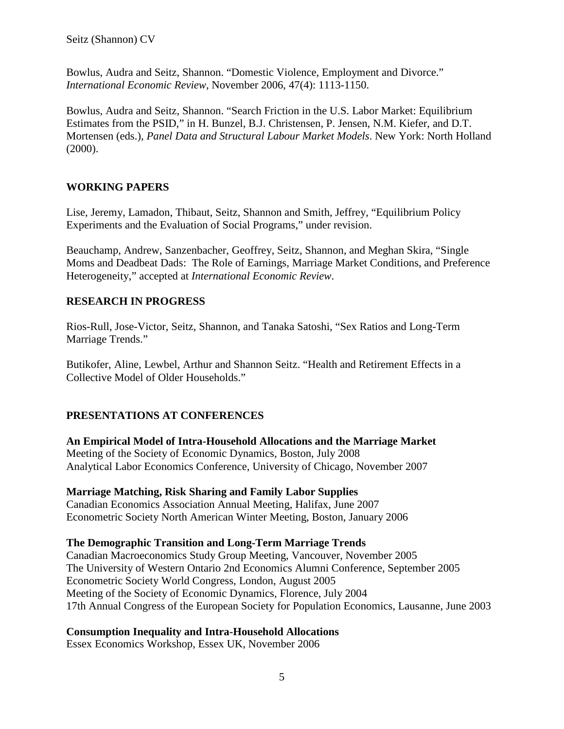Bowlus, Audra and Seitz, Shannon. "Domestic Violence, Employment and Divorce." *International Economic Review*, November 2006, 47(4): 1113-1150.

Bowlus, Audra and Seitz, Shannon. "Search Friction in the U.S. Labor Market: Equilibrium Estimates from the PSID," in H. Bunzel, B.J. Christensen, P. Jensen, N.M. Kiefer, and D.T. Mortensen (eds.), *Panel Data and Structural Labour Market Models*. New York: North Holland (2000).

## WORKING PAPERS

Lise, Jeremy, Lamadon, Thibaut, Seitz, Shannon and Smith, Jeffrey, "Equilibrium Policy Experiments and the Evaluation of Social Programs," under revision.

Beauchamp, Andrew, Sanzenbacher, Geoffrey, Seitz, Shannon, and Meghan Skira, "Single Moms and Deadbeat Dads: The Role of Earnings, Marriage Market Conditions, and Preference Heterogeneity," accepted at *International Economic Review*.

## RESEARCH IN PROGRESS

Rios-Rull, Jose-Victor, Seitz, Shannon, and Tanaka Satoshi, "Sex Ratios and Long-Term Marriage Trends."

Butikofer, Aline, Lewbel, Arthur and Shannon Seitz. "Health and Retirement Effects in a Collective Model of Older Households."

## PRESENTATIONS AT CONFERENCES

**An Empirical Model of Intra-Household Allocations and the Marriage Market**
Meeting of the Society of Economic Dynamics, Boston, July 2008
Analytical Labor Economics Conference, University of Chicago, November 2007

**Marriage Matching, Risk Sharing and Family Labor Supplies**
Canadian Economics Association Annual Meeting, Halifax, June 2007
Econometric Society North American Winter Meeting, Boston, January 2006

**The Demographic Transition and Long-Term Marriage Trends**
Canadian Macroeconomics Study Group Meeting, Vancouver, November 2005
The University of Western Ontario 2nd Economics Alumni Conference, September 2005
Econometric Society World Congress, London, August 2005
Meeting of the Society of Economic Dynamics, Florence, July 2004
17th Annual Congress of the European Society for Population Economics, Lausanne, June 2003

**Consumption Inequality and Intra-Household Allocations**
Essex Economics Workshop, Essex UK, November 2006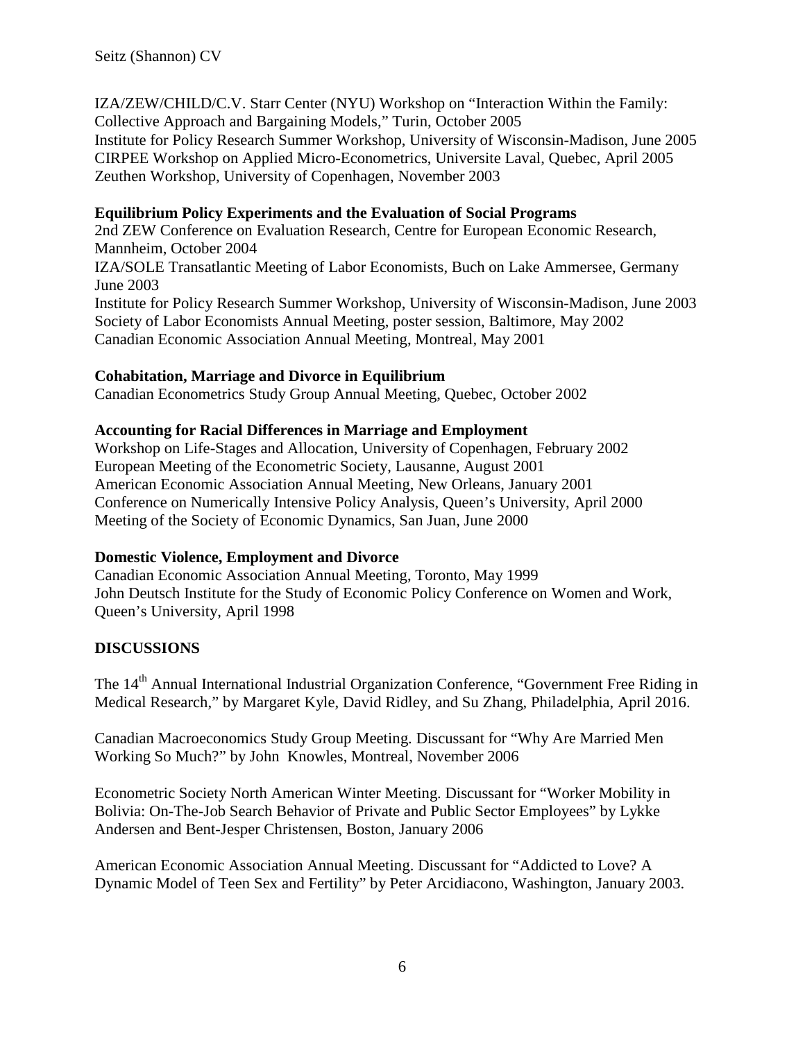IZA/ZEW/CHILD/C.V. Starr Center (NYU) Workshop on "Interaction Within the Family: Collective Approach and Bargaining Models," Turin, October 2005
Institute for Policy Research Summer Workshop, University of Wisconsin-Madison, June 2005
CIRPEE Workshop on Applied Micro-Econometrics, Universite Laval, Quebec, April 2005
Zeuthen Workshop, University of Copenhagen, November 2003

**Equilibrium Policy Experiments and the Evaluation of Social Programs**
2nd ZEW Conference on Evaluation Research, Centre for European Economic Research, Mannheim, October 2004
IZA/SOLE Transatlantic Meeting of Labor Economists, Buch on Lake Ammersee, Germany June 2003
Institute for Policy Research Summer Workshop, University of Wisconsin-Madison, June 2003
Society of Labor Economists Annual Meeting, poster session, Baltimore, May 2002
Canadian Economic Association Annual Meeting, Montreal, May 2001

**Cohabitation, Marriage and Divorce in Equilibrium**
Canadian Econometrics Study Group Annual Meeting, Quebec, October 2002

**Accounting for Racial Differences in Marriage and Employment**
Workshop on Life-Stages and Allocation, University of Copenhagen, February 2002
European Meeting of the Econometric Society, Lausanne, August 2001
American Economic Association Annual Meeting, New Orleans, January 2001
Conference on Numerically Intensive Policy Analysis, Queen's University, April 2000
Meeting of the Society of Economic Dynamics, San Juan, June 2000

**Domestic Violence, Employment and Divorce**
Canadian Economic Association Annual Meeting, Toronto, May 1999
John Deutsch Institute for the Study of Economic Policy Conference on Women and Work, Queen's University, April 1998

## DISCUSSIONS

The 14th Annual International Industrial Organization Conference, "Government Free Riding in Medical Research," by Margaret Kyle, David Ridley, and Su Zhang, Philadelphia, April 2016.

Canadian Macroeconomics Study Group Meeting. Discussant for "Why Are Married Men Working So Much?" by John Knowles, Montreal, November 2006

Econometric Society North American Winter Meeting. Discussant for "Worker Mobility in Bolivia: On-The-Job Search Behavior of Private and Public Sector Employees" by Lykke Andersen and Bent-Jesper Christensen, Boston, January 2006

American Economic Association Annual Meeting. Discussant for "Addicted to Love? A Dynamic Model of Teen Sex and Fertility" by Peter Arcidiacono, Washington, January 2003.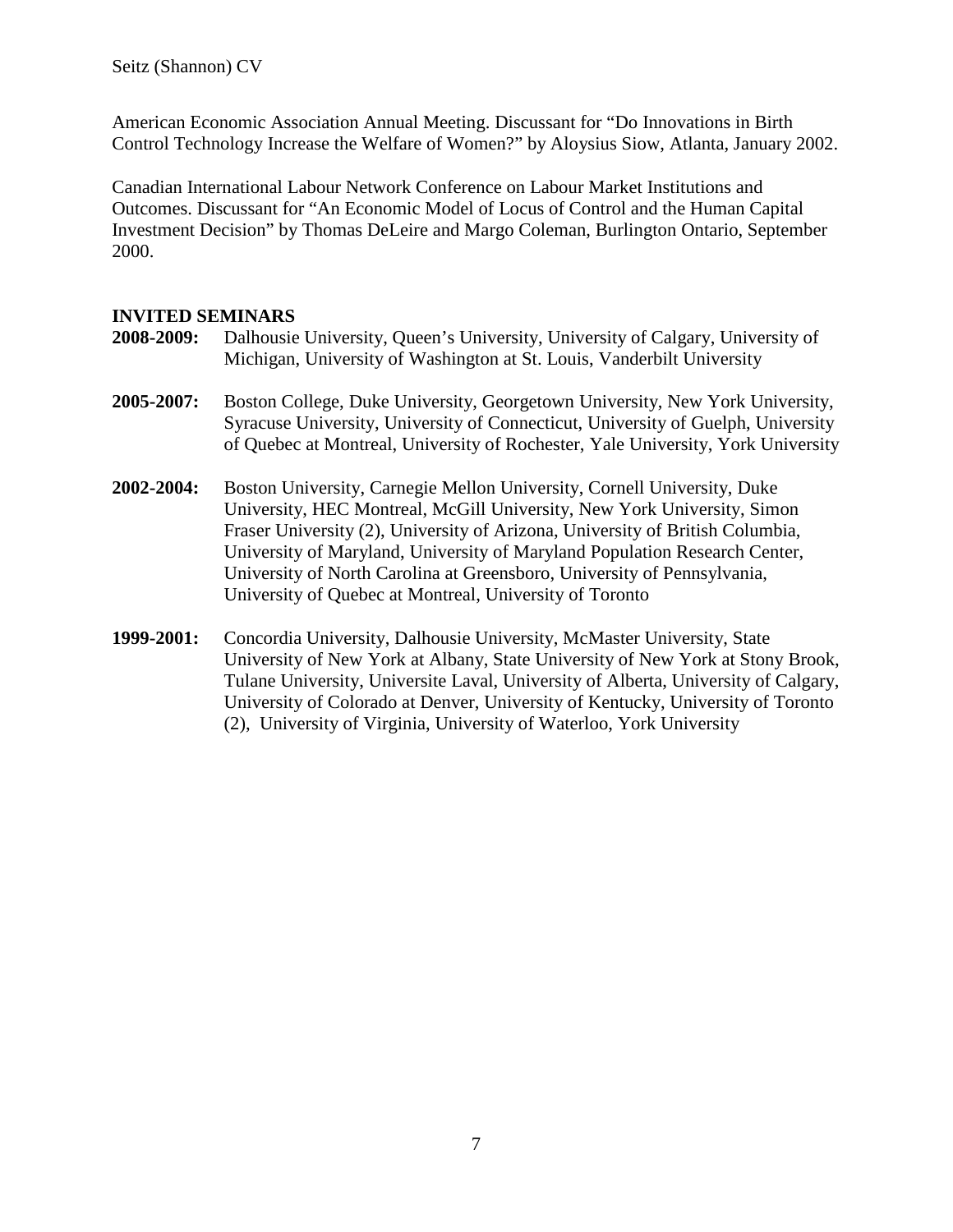American Economic Association Annual Meeting. Discussant for "Do Innovations in Birth Control Technology Increase the Welfare of Women?" by Aloysius Siow, Atlanta, January 2002.

Canadian International Labour Network Conference on Labour Market Institutions and Outcomes. Discussant for "An Economic Model of Locus of Control and the Human Capital Investment Decision" by Thomas DeLeire and Margo Coleman, Burlington Ontario, September 2000.

## INVITED SEMINARS

**2008-2009:** Dalhousie University, Queen's University, University of Calgary, University of Michigan, University of Washington at St. Louis, Vanderbilt University

**2005-2007:** Boston College, Duke University, Georgetown University, New York University, Syracuse University, University of Connecticut, University of Guelph, University of Quebec at Montreal, University of Rochester, Yale University, York University

**2002-2004:** Boston University, Carnegie Mellon University, Cornell University, Duke University, HEC Montreal, McGill University, New York University, Simon Fraser University (2), University of Arizona, University of British Columbia, University of Maryland, University of Maryland Population Research Center, University of North Carolina at Greensboro, University of Pennsylvania, University of Quebec at Montreal, University of Toronto

**1999-2001:** Concordia University, Dalhousie University, McMaster University, State University of New York at Albany, State University of New York at Stony Brook, Tulane University, Universite Laval, University of Alberta, University of Calgary, University of Colorado at Denver, University of Kentucky, University of Toronto (2), University of Virginia, University of Waterloo, York University